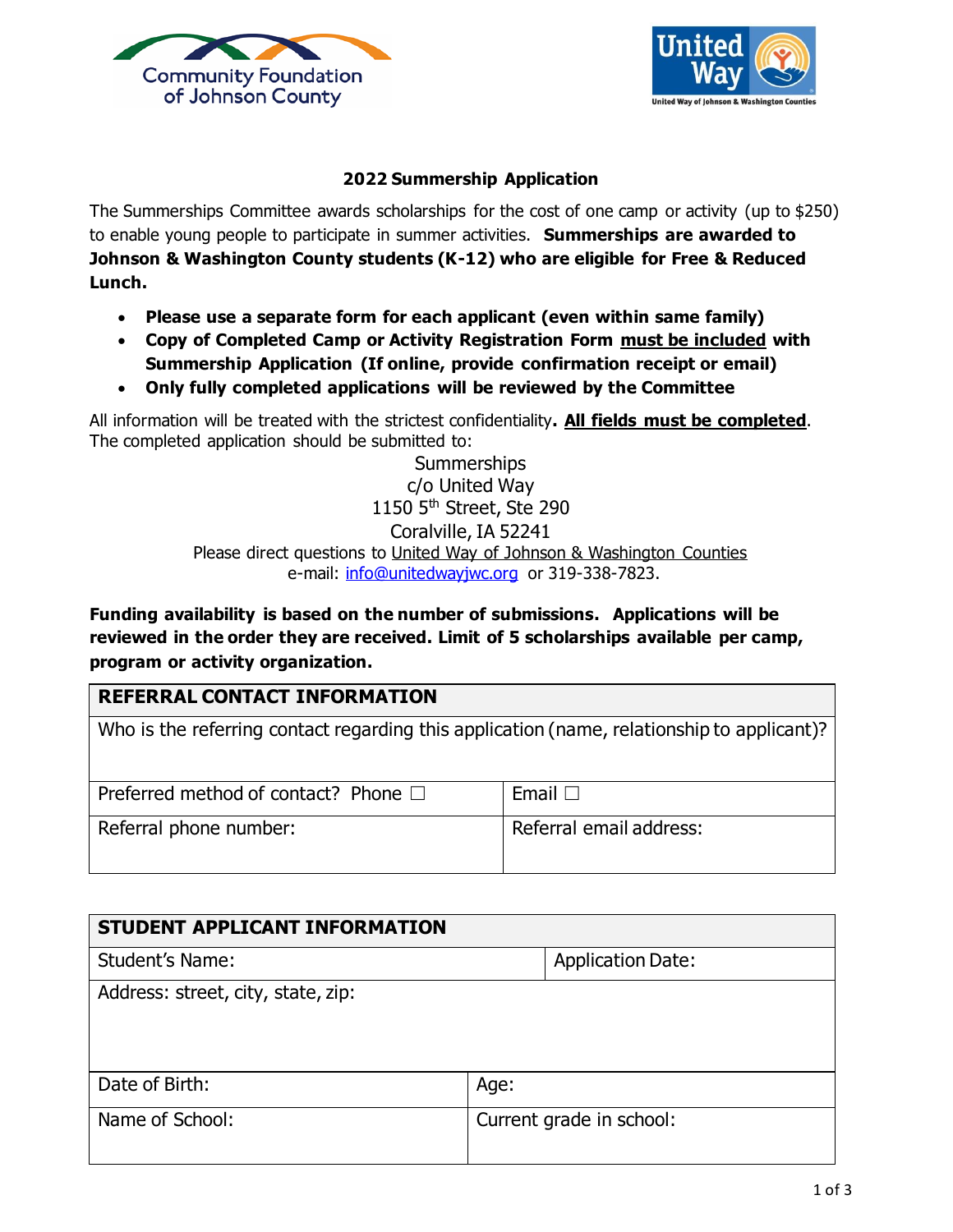Community Foundation of Johnson County

United Way
United Way of Johnson & Washington Counties

## 2022 Summership Application

The Summerships Committee awards scholarships for the cost of one camp or activity (up to $250) to enable young people to participate in summer activities. **Summerships are awarded to Johnson & Washington County students (K-12) who are eligible for Free & Reduced Lunch.**

- **Please use a separate form for each applicant (even within same family)**
- **Copy of Completed Camp or Activity Registration Form <u>must be included</u> with Summership Application (If online, provide confirmation receipt or email)**
- **Only fully completed applications will be reviewed by the Committee**

All information will be treated with the strictest confidentiality**. <u>All fields must be completed</u>**. The completed application should be submitted to:

Summerships
c/o United Way
1150 5th Street, Ste 290
Coralville, IA 52241
Please direct questions to United Way of Johnson & Washington Counties
e-mail: info@unitedwayjwc.org or 319-338-7823.

**Funding availability is based on the number of submissions. Applications will be reviewed in the order they are received. Limit of 5 scholarships available per camp, program or activity organization.**

| REFERRAL CONTACT INFORMATION | |
|---|---|
| Who is the referring contact regarding this application (name, relationship to applicant)? | |
| Preferred method of contact? Phone ☐ | Email ☐ |
| Referral phone number: | Referral email address: |

| STUDENT APPLICANT INFORMATION | |
|---|---|
| Student's Name: | Application Date: |
| Address: street, city, state, zip: | |
| Date of Birth: | Age: |
| Name of School: | Current grade in school: |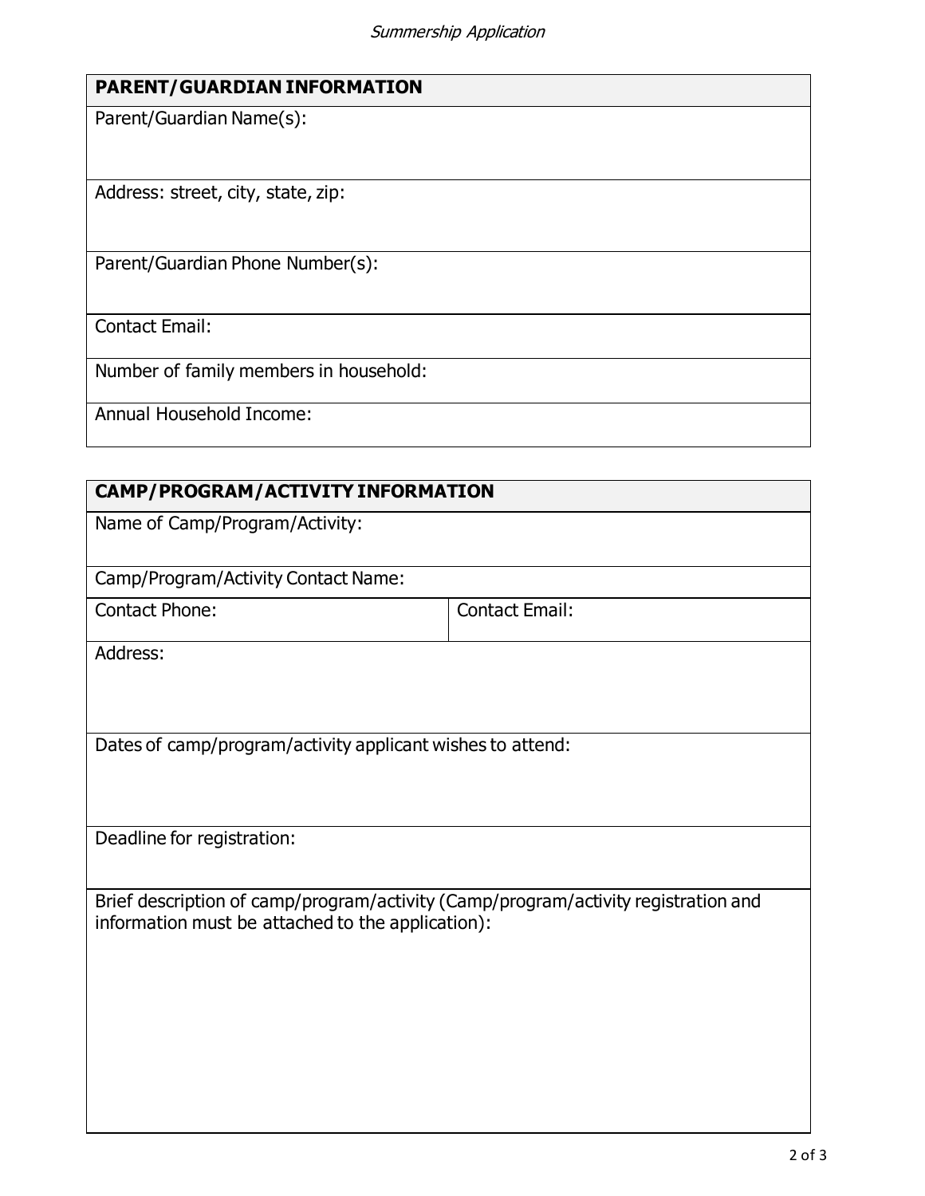| PARENT/GUARDIAN INFORMATION |
|---|
| Parent/Guardian Name(s): |
| Address: street, city, state, zip: |
| Parent/Guardian Phone Number(s): |
| Contact Email: |
| Number of family members in household: |
| Annual Household Income: |

| CAMP/PROGRAM/ACTIVITY INFORMATION | |
|---|---|
| Name of Camp/Program/Activity: | |
| Camp/Program/Activity Contact Name: | |
| Contact Phone: | Contact Email: |
| Address: | |
| Dates of camp/program/activity applicant wishes to attend: | |
| Deadline for registration: | |
| Brief description of camp/program/activity (Camp/program/activity registration and information must be attached to the application): | |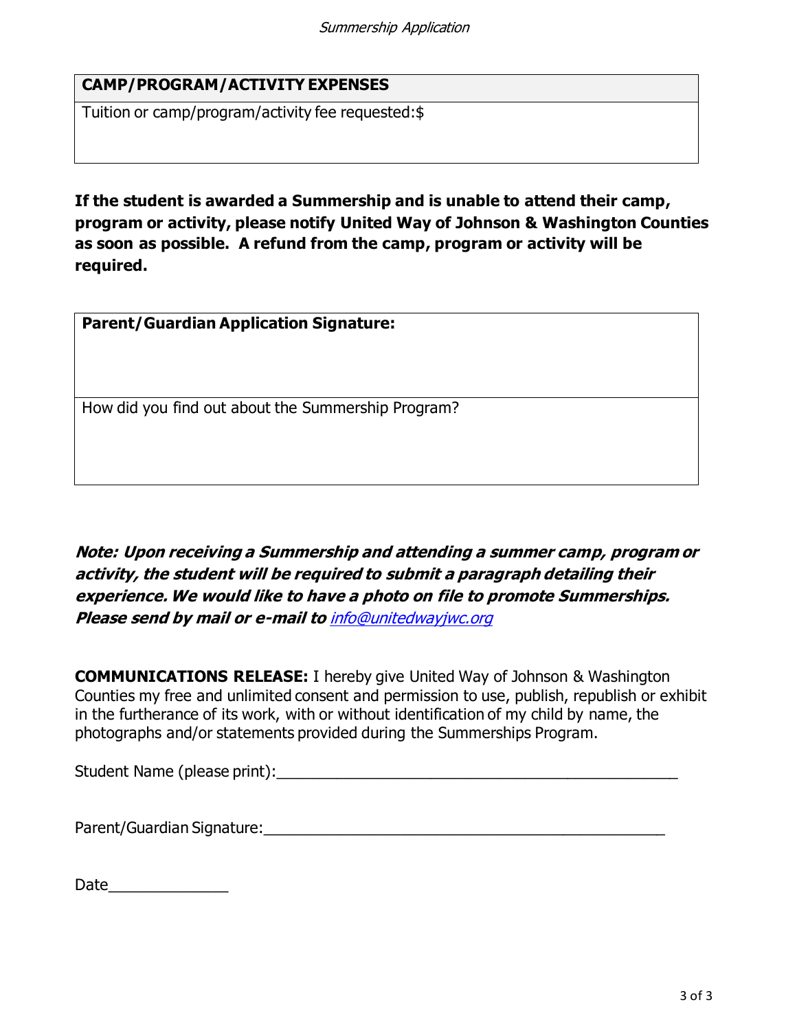**CAMP/PROGRAM/ACTIVITY EXPENSES**

Tuition or camp/program/activity fee requested:$

**If the student is awarded a Summership and is unable to attend their camp, program or activity, please notify United Way of Johnson & Washington Counties as soon as possible. A refund from the camp, program or activity will be required.**

**Parent/Guardian Application Signature:**

How did you find out about the Summership Program?

***Note: Upon receiving a Summership and attending a summer camp, program or activity, the student will be required to submit a paragraph detailing their experience. We would like to have a photo on file to promote Summerships. Please send by mail or e-mail to** info@unitedwayjwc.org*

**COMMUNICATIONS RELEASE:** I hereby give United Way of Johnson & Washington Counties my free and unlimited consent and permission to use, publish, republish or exhibit in the furtherance of its work, with or without identification of my child by name, the photographs and/or statements provided during the Summerships Program.

Student Name (please print):_______________________________________________

Parent/Guardian Signature:_______________________________________________

Date______________